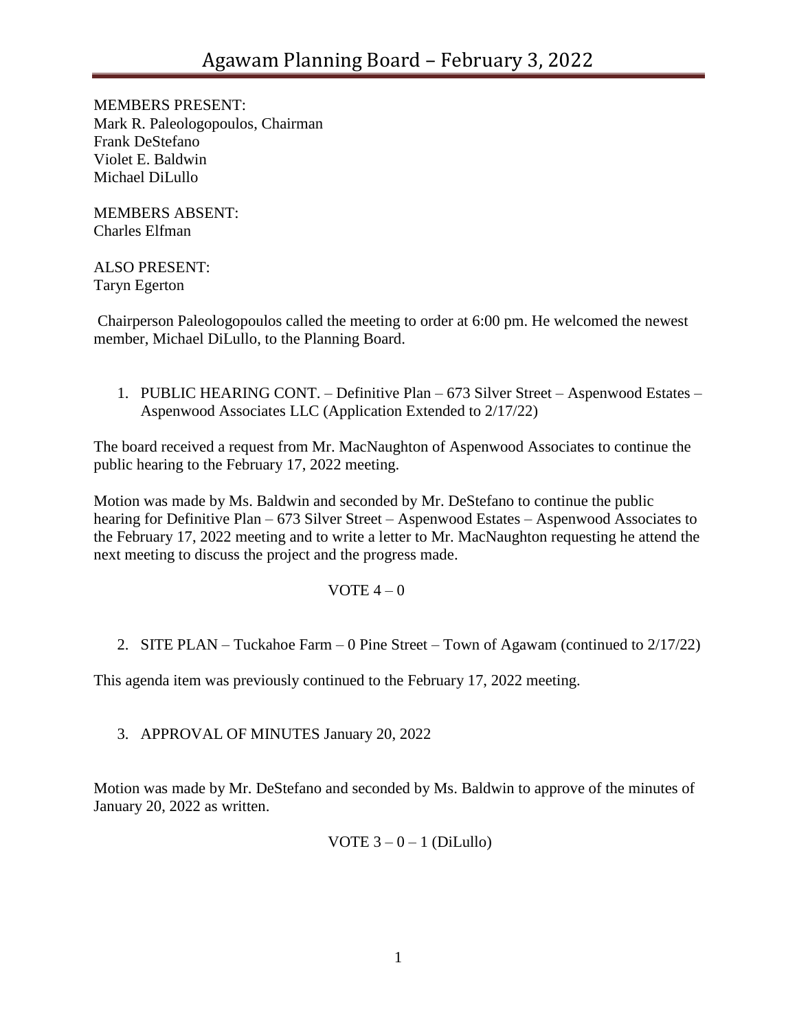# Agawam Planning Board – February 3, 2022

MEMBERS PRESENT:
Mark R. Paleologopoulos, Chairman
Frank DeStefano
Violet E. Baldwin
Michael DiLullo

MEMBERS ABSENT:
Charles Elfman

ALSO PRESENT:
Taryn Egerton

Chairperson Paleologopoulos called the meeting to order at 6:00 pm. He welcomed the newest member, Michael DiLullo, to the Planning Board.

1. PUBLIC HEARING CONT. – Definitive Plan – 673 Silver Street – Aspenwood Estates – Aspenwood Associates LLC (Application Extended to 2/17/22)

The board received a request from Mr. MacNaughton of Aspenwood Associates to continue the public hearing to the February 17, 2022 meeting.

Motion was made by Ms. Baldwin and seconded by Mr. DeStefano to continue the public hearing for Definitive Plan – 673 Silver Street – Aspenwood Estates – Aspenwood Associates to the February 17, 2022 meeting and to write a letter to Mr. MacNaughton requesting he attend the next meeting to discuss the project and the progress made.

VOTE 4 – 0

2. SITE PLAN – Tuckahoe Farm – 0 Pine Street – Town of Agawam (continued to 2/17/22)

This agenda item was previously continued to the February 17, 2022 meeting.

3. APPROVAL OF MINUTES January 20, 2022

Motion was made by Mr. DeStefano and seconded by Ms. Baldwin to approve of the minutes of January 20, 2022 as written.

VOTE 3 – 0 – 1 (DiLullo)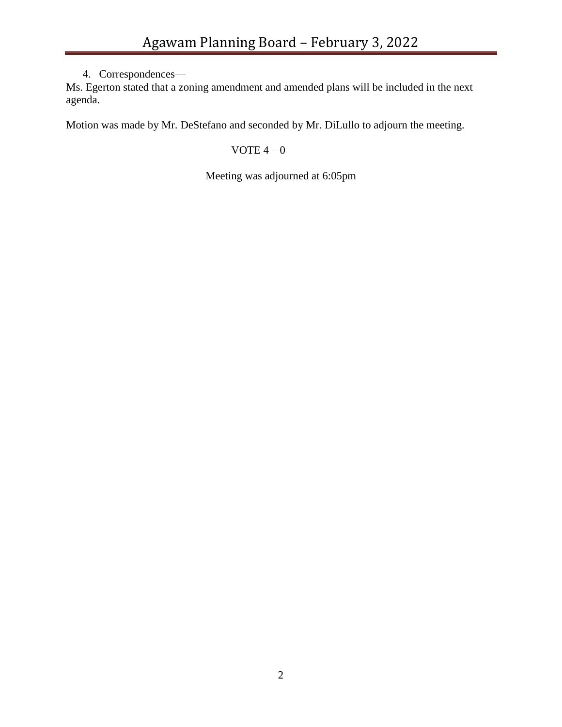4. Correspondences—

Ms. Egerton stated that a zoning amendment and amended plans will be included in the next agenda.

Motion was made by Mr. DeStefano and seconded by Mr. DiLullo to adjourn the meeting.

VOTE 4 – 0

Meeting was adjourned at 6:05pm